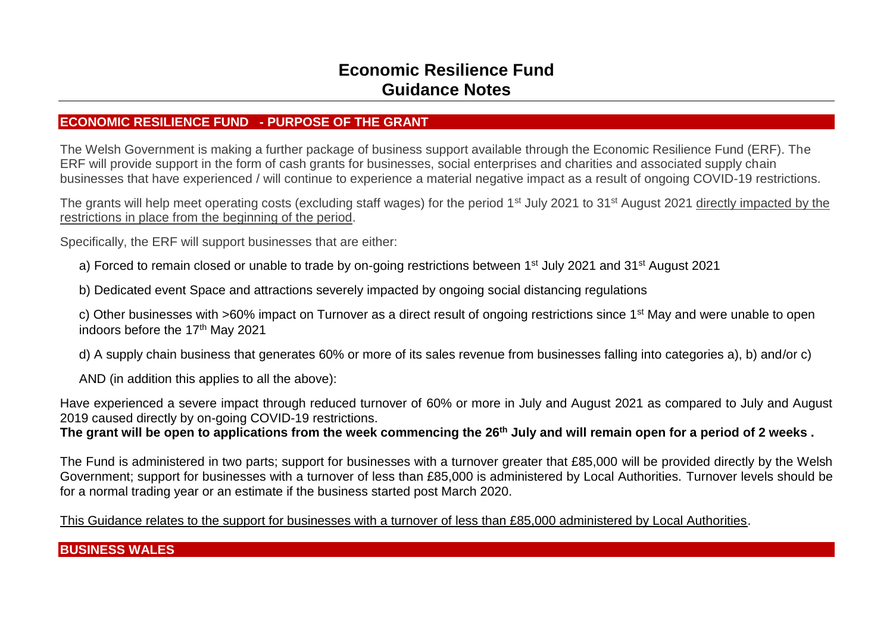# Economic Resilience Fund
# Guidance Notes

## ECONOMIC RESILIENCE FUND - PURPOSE OF THE GRANT

The Welsh Government is making a further package of business support available through the Economic Resilience Fund (ERF). The ERF will provide support in the form of cash grants for businesses, social enterprises and charities and associated supply chain businesses that have experienced / will continue to experience a material negative impact as a result of ongoing COVID-19 restrictions.

The grants will help meet operating costs (excluding staff wages) for the period 1st July 2021 to 31st August 2021 directly impacted by the restrictions in place from the beginning of the period.

Specifically, the ERF will support businesses that are either:

a) Forced to remain closed or unable to trade by on-going restrictions between 1st July 2021 and 31st August 2021

b) Dedicated event Space and attractions severely impacted by ongoing social distancing regulations

c) Other businesses with >60% impact on Turnover as a direct result of ongoing restrictions since 1st May and were unable to open indoors before the 17th May 2021

d) A supply chain business that generates 60% or more of its sales revenue from businesses falling into categories a), b) and/or c)

AND (in addition this applies to all the above):

Have experienced a severe impact through reduced turnover of 60% or more in July and August 2021 as compared to July and August 2019 caused directly by on-going COVID-19 restrictions.

**The grant will be open to applications from the week commencing the 26th July and will remain open for a period of 2 weeks .**

The Fund is administered in two parts; support for businesses with a turnover greater that £85,000 will be provided directly by the Welsh Government; support for businesses with a turnover of less than £85,000 is administered by Local Authorities. Turnover levels should be for a normal trading year or an estimate if the business started post March 2020.

This Guidance relates to the support for businesses with a turnover of less than £85,000 administered by Local Authorities.

## BUSINESS WALES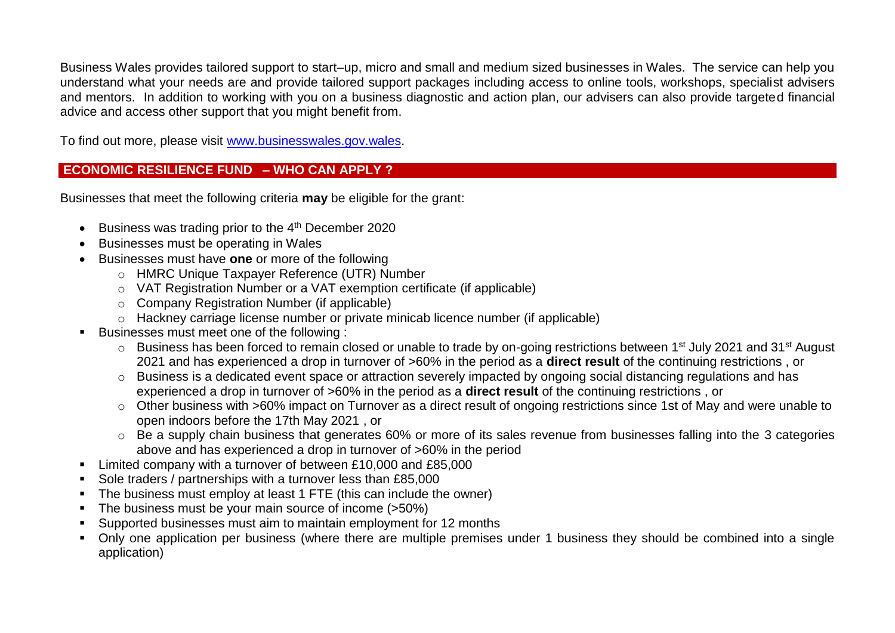Business Wales provides tailored support to start–up, micro and small and medium sized businesses in Wales. The service can help you understand what your needs are and provide tailored support packages including access to online tools, workshops, specialist advisers and mentors. In addition to working with you on a business diagnostic and action plan, our advisers can also provide targeted financial advice and access other support that you might benefit from.

To find out more, please visit [www.businesswales.gov.wales](http://www.businesswales.gov.wales).

## ECONOMIC RESILIENCE FUND – WHO CAN APPLY ?

Businesses that meet the following criteria **may** be eligible for the grant:

- Business was trading prior to the 4th December 2020
- Businesses must be operating in Wales
- Businesses must have **one** or more of the following
  - HMRC Unique Taxpayer Reference (UTR) Number
  - VAT Registration Number or a VAT exemption certificate (if applicable)
  - Company Registration Number (if applicable)
  - Hackney carriage license number or private minicab licence number (if applicable)
- Businesses must meet one of the following :
  - Business has been forced to remain closed or unable to trade by on-going restrictions between 1st July 2021 and 31st August 2021 and has experienced a drop in turnover of >60% in the period as a **direct result** of the continuing restrictions , or
  - Business is a dedicated event space or attraction severely impacted by ongoing social distancing regulations and has experienced a drop in turnover of >60% in the period as a **direct result** of the continuing restrictions , or
  - Other business with >60% impact on Turnover as a direct result of ongoing restrictions since 1st of May and were unable to open indoors before the 17th May 2021 , or
  - Be a supply chain business that generates 60% or more of its sales revenue from businesses falling into the 3 categories above and has experienced a drop in turnover of >60% in the period
- Limited company with a turnover of between £10,000 and £85,000
- Sole traders / partnerships with a turnover less than £85,000
- The business must employ at least 1 FTE (this can include the owner)
- The business must be your main source of income (>50%)
- Supported businesses must aim to maintain employment for 12 months
- Only one application per business (where there are multiple premises under 1 business they should be combined into a single application)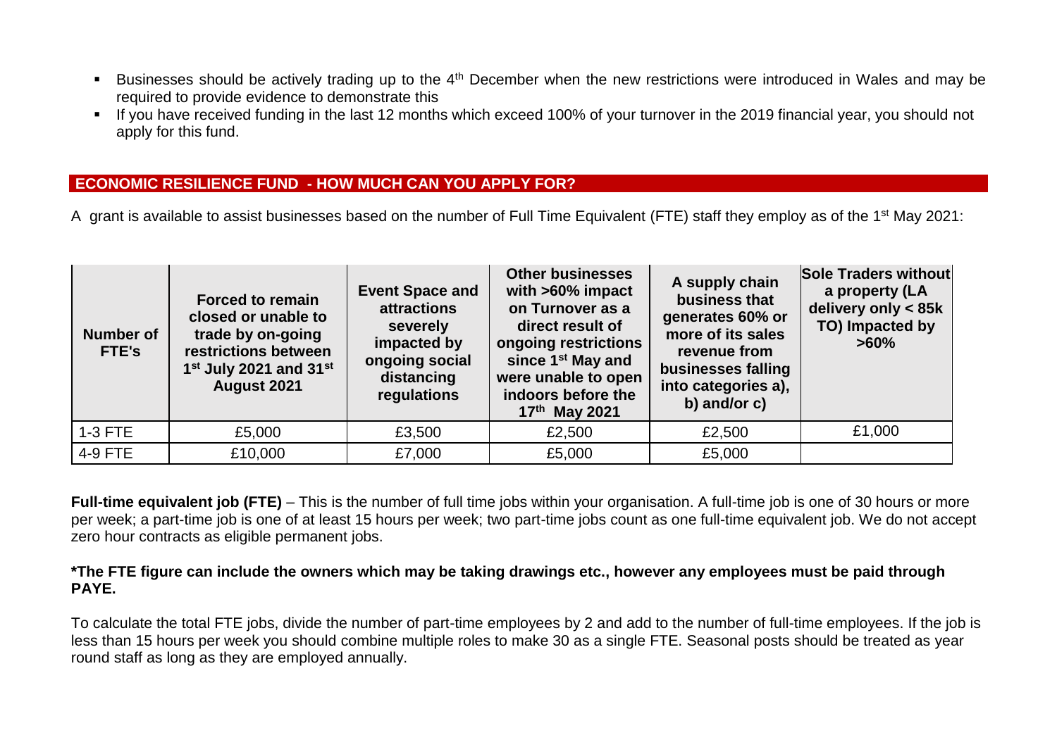- Businesses should be actively trading up to the 4th December when the new restrictions were introduced in Wales and may be required to provide evidence to demonstrate this
- If you have received funding in the last 12 months which exceed 100% of your turnover in the 2019 financial year, you should not apply for this fund.

## ECONOMIC RESILIENCE FUND - HOW MUCH CAN YOU APPLY FOR?

A grant is available to assist businesses based on the number of Full Time Equivalent (FTE) staff they employ as of the 1st May 2021:

| Number of FTE's | Forced to remain closed or unable to trade by on-going restrictions between 1st July 2021 and 31st August 2021 | Event Space and attractions severely impacted by ongoing social distancing regulations | Other businesses with >60% impact on Turnover as a direct result of ongoing restrictions since 1st May and were unable to open indoors before the 17th May 2021 | A supply chain business that generates 60% or more of its sales revenue from businesses falling into categories a), b) and/or c) | Sole Traders without a property (LA delivery only < 85k TO) Impacted by >60% |
|---|---|---|---|---|---|
| 1-3 FTE | £5,000 | £3,500 | £2,500 | £2,500 | £1,000 |
| 4-9 FTE | £10,000 | £7,000 | £5,000 | £5,000 | |

**Full-time equivalent job (FTE)** – This is the number of full time jobs within your organisation. A full-time job is one of 30 hours or more per week; a part-time job is one of at least 15 hours per week; two part-time jobs count as one full-time equivalent job. We do not accept zero hour contracts as eligible permanent jobs.

**\*The FTE figure can include the owners which may be taking drawings etc., however any employees must be paid through PAYE.**

To calculate the total FTE jobs, divide the number of part-time employees by 2 and add to the number of full-time employees. If the job is less than 15 hours per week you should combine multiple roles to make 30 as a single FTE. Seasonal posts should be treated as year round staff as long as they are employed annually.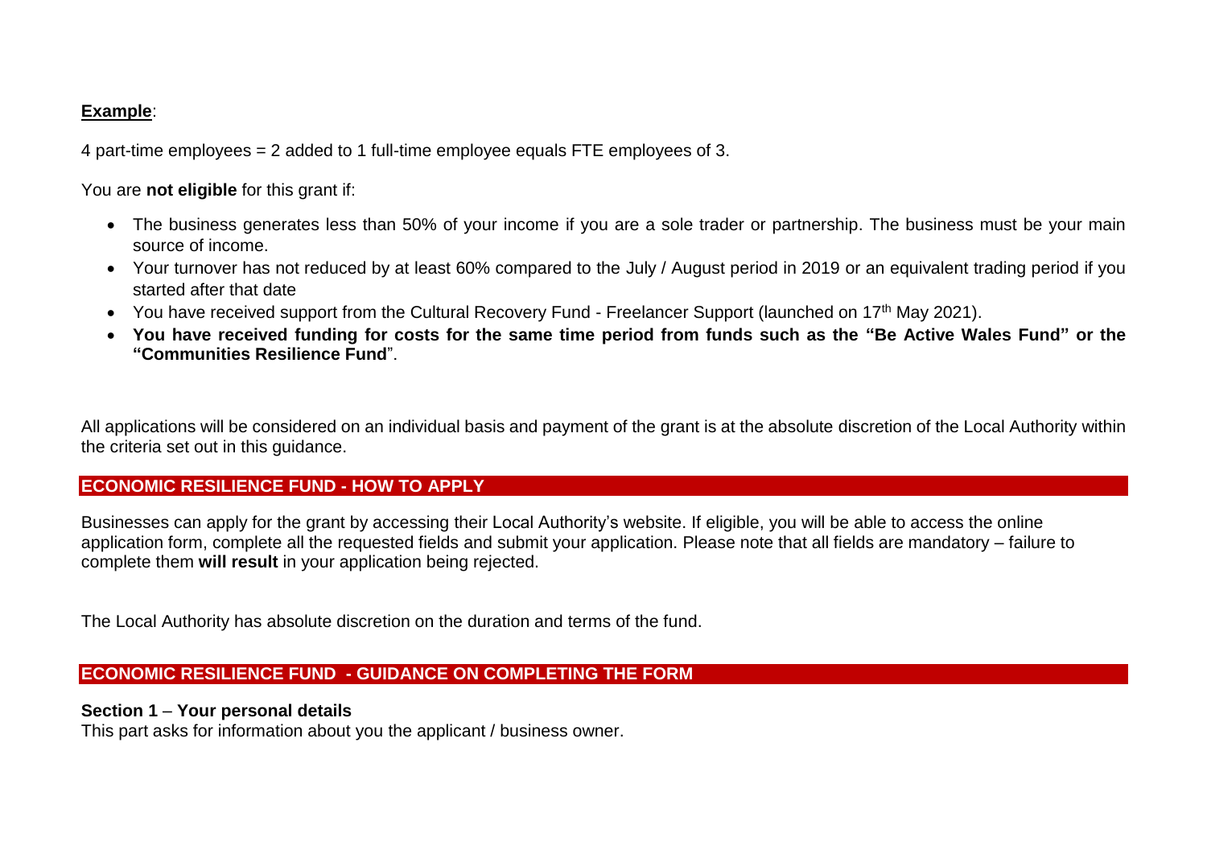**Example**:

4 part-time employees = 2 added to 1 full-time employee equals FTE employees of 3.

You are **not eligible** for this grant if:

- The business generates less than 50% of your income if you are a sole trader or partnership. The business must be your main source of income.
- Your turnover has not reduced by at least 60% compared to the July / August period in 2019 or an equivalent trading period if you started after that date
- You have received support from the Cultural Recovery Fund - Freelancer Support (launched on 17th May 2021).
- **You have received funding for costs for the same time period from funds such as the "Be Active Wales Fund" or the "Communities Resilience Fund**".

All applications will be considered on an individual basis and payment of the grant is at the absolute discretion of the Local Authority within the criteria set out in this guidance.

## ECONOMIC RESILIENCE FUND - HOW TO APPLY

Businesses can apply for the grant by accessing their Local Authority's website. If eligible, you will be able to access the online application form, complete all the requested fields and submit your application. Please note that all fields are mandatory – failure to complete them **will result** in your application being rejected.

The Local Authority has absolute discretion on the duration and terms of the fund.

## ECONOMIC RESILIENCE FUND - GUIDANCE ON COMPLETING THE FORM

**Section 1** – **Your personal details**

This part asks for information about you the applicant / business owner.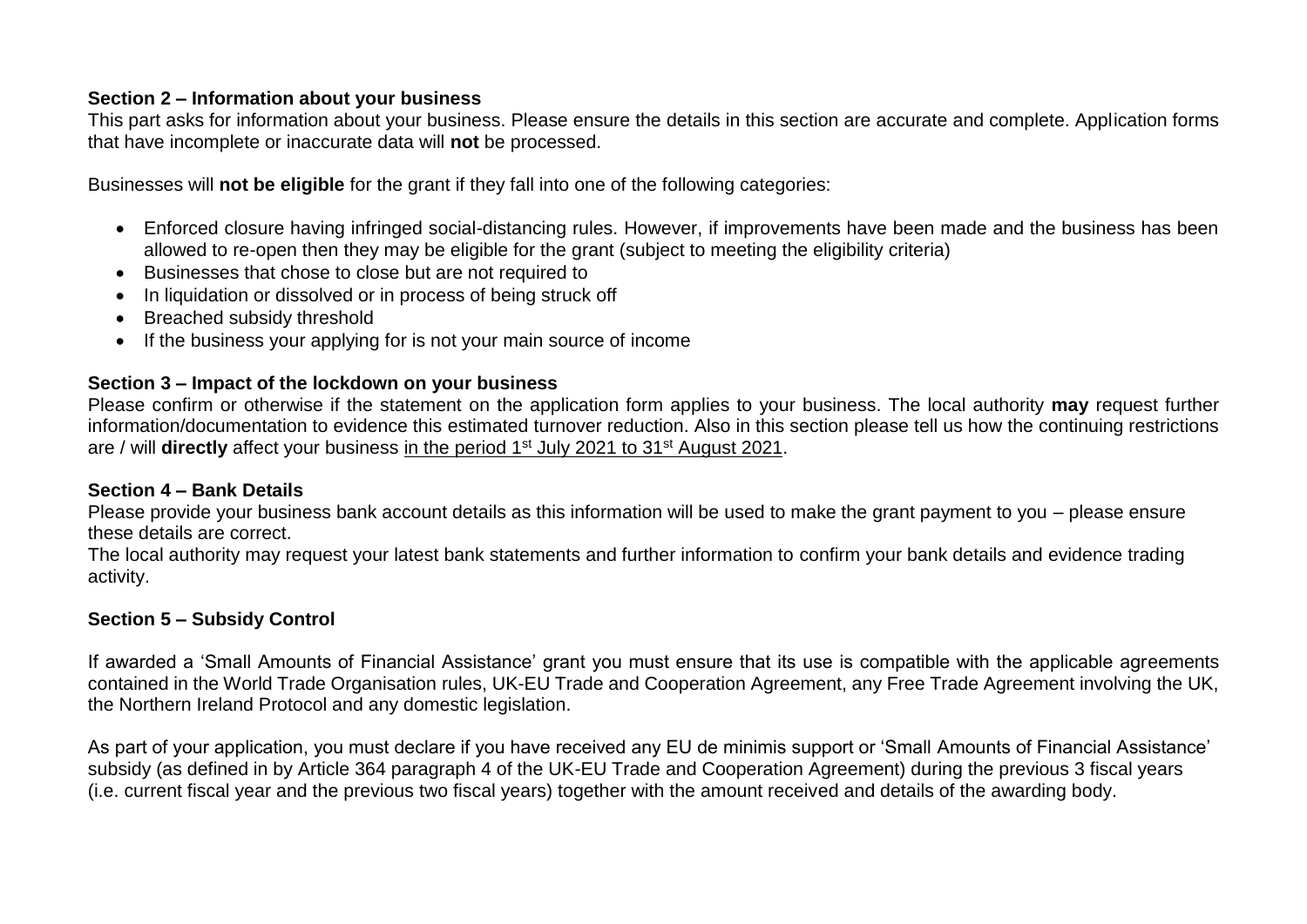**Section 2 – Information about your business**

This part asks for information about your business. Please ensure the details in this section are accurate and complete. Application forms that have incomplete or inaccurate data will **not** be processed.

Businesses will **not be eligible** for the grant if they fall into one of the following categories:

- Enforced closure having infringed social-distancing rules. However, if improvements have been made and the business has been allowed to re-open then they may be eligible for the grant (subject to meeting the eligibility criteria)
- Businesses that chose to close but are not required to
- In liquidation or dissolved or in process of being struck off
- Breached subsidy threshold
- If the business your applying for is not your main source of income

**Section 3 – Impact of the lockdown on your business**

Please confirm or otherwise if the statement on the application form applies to your business. The local authority **may** request further information/documentation to evidence this estimated turnover reduction. Also in this section please tell us how the continuing restrictions are / will **directly** affect your business <u>in the period 1st July 2021 to 31st August 2021</u>.

**Section 4 – Bank Details**

Please provide your business bank account details as this information will be used to make the grant payment to you – please ensure these details are correct.

The local authority may request your latest bank statements and further information to confirm your bank details and evidence trading activity.

**Section 5 – Subsidy Control**

If awarded a 'Small Amounts of Financial Assistance' grant you must ensure that its use is compatible with the applicable agreements contained in the World Trade Organisation rules, UK-EU Trade and Cooperation Agreement, any Free Trade Agreement involving the UK, the Northern Ireland Protocol and any domestic legislation.

As part of your application, you must declare if you have received any EU de minimis support or 'Small Amounts of Financial Assistance' subsidy (as defined in by Article 364 paragraph 4 of the UK-EU Trade and Cooperation Agreement) during the previous 3 fiscal years (i.e. current fiscal year and the previous two fiscal years) together with the amount received and details of the awarding body.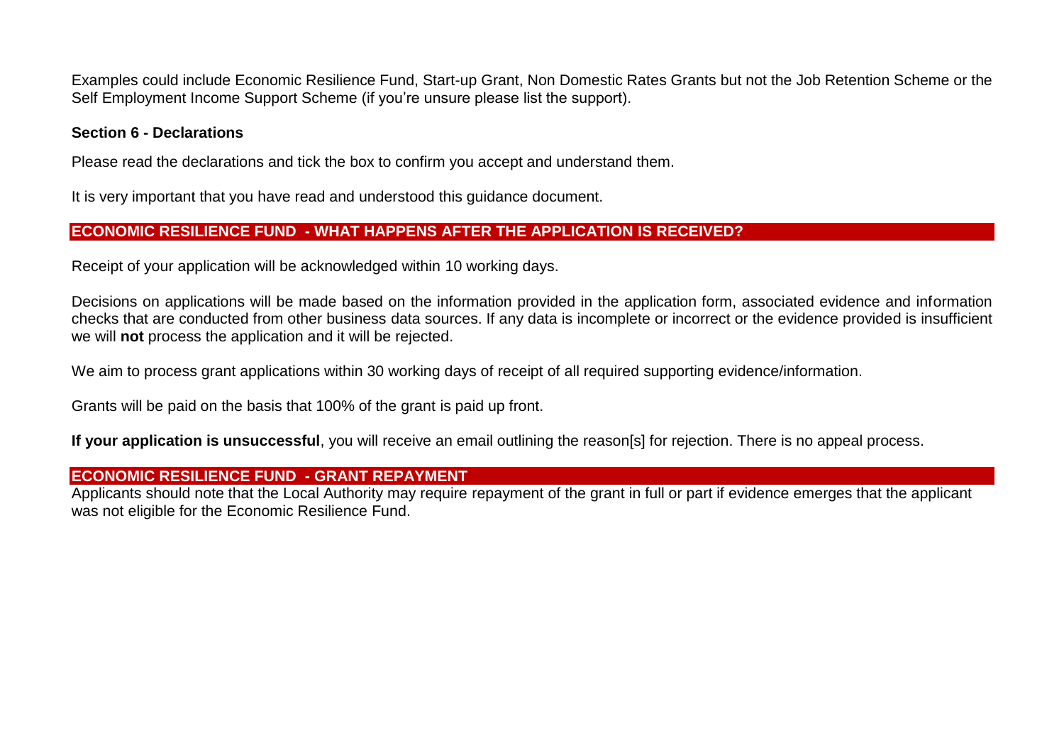Examples could include Economic Resilience Fund, Start-up Grant, Non Domestic Rates Grants but not the Job Retention Scheme or the Self Employment Income Support Scheme (if you're unsure please list the support).

**Section 6 - Declarations**

Please read the declarations and tick the box to confirm you accept and understand them.

It is very important that you have read and understood this guidance document.

## ECONOMIC RESILIENCE FUND - WHAT HAPPENS AFTER THE APPLICATION IS RECEIVED?

Receipt of your application will be acknowledged within 10 working days.

Decisions on applications will be made based on the information provided in the application form, associated evidence and information checks that are conducted from other business data sources. If any data is incomplete or incorrect or the evidence provided is insufficient we will **not** process the application and it will be rejected.

We aim to process grant applications within 30 working days of receipt of all required supporting evidence/information.

Grants will be paid on the basis that 100% of the grant is paid up front.

**If your application is unsuccessful**, you will receive an email outlining the reason[s] for rejection. There is no appeal process.

## ECONOMIC RESILIENCE FUND - GRANT REPAYMENT

Applicants should note that the Local Authority may require repayment of the grant in full or part if evidence emerges that the applicant was not eligible for the Economic Resilience Fund.